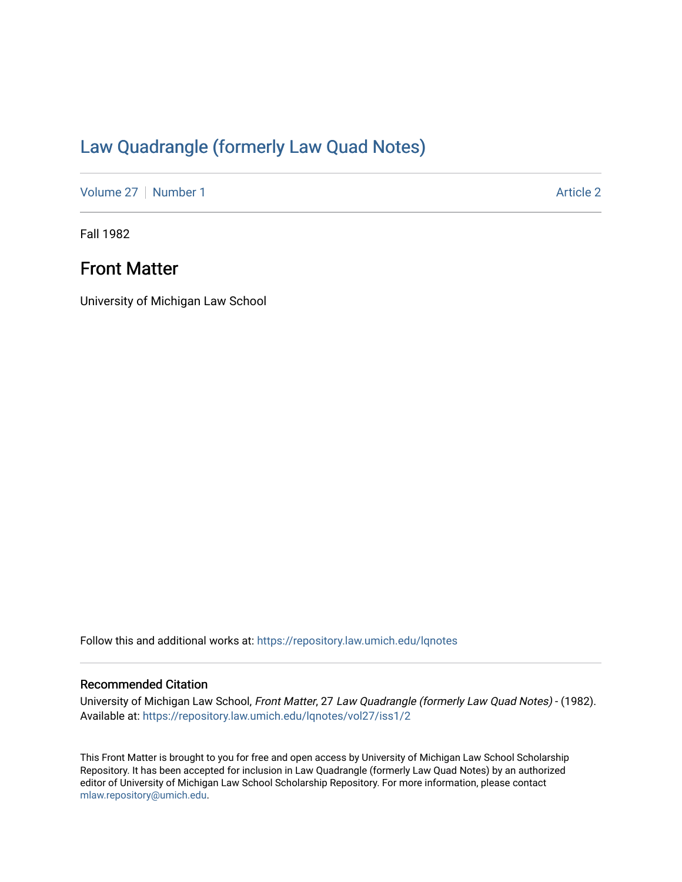# Law Quadrangle (formerly Law Quad Notes)

Volume 27 | Number 1 — Article 2

Fall 1982

## Front Matter

University of Michigan Law School

Follow this and additional works at: https://repository.law.umich.edu/lqnotes

### Recommended Citation

University of Michigan Law School, *Front Matter*, 27 *Law Quadrangle (formerly Law Quad Notes)* - (1982). Available at: https://repository.law.umich.edu/lqnotes/vol27/iss1/2

This Front Matter is brought to you for free and open access by University of Michigan Law School Scholarship Repository. It has been accepted for inclusion in Law Quadrangle (formerly Law Quad Notes) by an authorized editor of University of Michigan Law School Scholarship Repository. For more information, please contact mlaw.repository@umich.edu.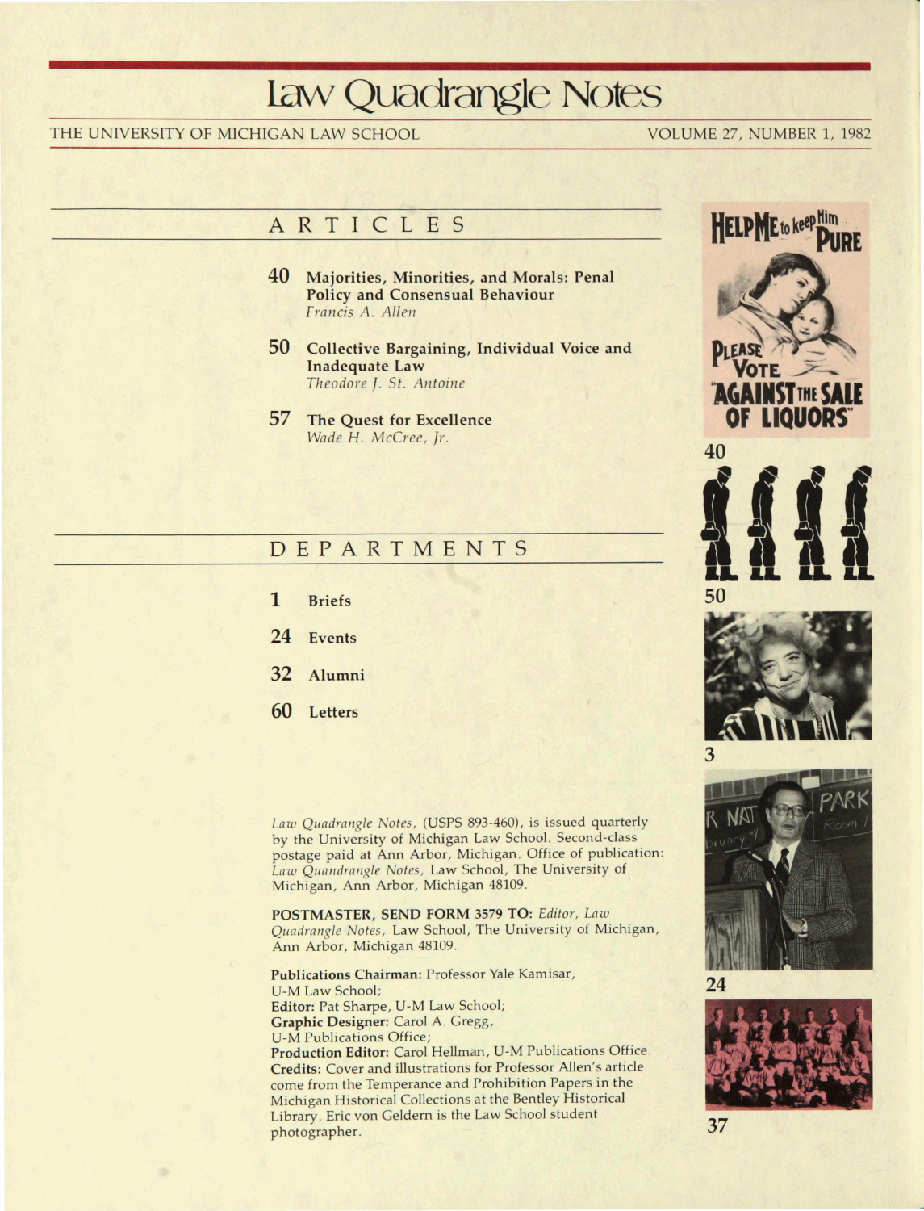# Law Quadrangle Notes

THE UNIVERSITY OF MICHIGAN LAW SCHOOL VOLUME 27, NUMBER 1, 1982

## ARTICLES

**40 Majorities, Minorities, and Morals: Penal Policy and Consensual Behaviour**
*Francis A. Allen*

**50 Collective Bargaining, Individual Voice and Inadequate Law**
*Theodore J. St. Antoine*

**57 The Quest for Excellence**
*Wade H. McCree, Jr.*

## DEPARTMENTS

**1 Briefs**

**24 Events**

**32 Alumni**

**60 Letters**

*Law Quadrangle Notes*, (USPS 893-460), is issued quarterly by the University of Michigan Law School. Second-class postage paid at Ann Arbor, Michigan. Office of publication: *Law Quandrangle Notes*, Law School, The University of Michigan, Ann Arbor, Michigan 48109.

**POSTMASTER, SEND FORM 3579 TO:** *Editor, Law Quadrangle Notes*, Law School, The University of Michigan, Ann Arbor, Michigan 48109.

**Publications Chairman:** Professor Yale Kamisar, U-M Law School;
**Editor:** Pat Sharpe, U-M Law School;
**Graphic Designer:** Carol A. Gregg, U-M Publications Office;
**Production Editor:** Carol Hellman, U-M Publications Office.
**Credits:** Cover and illustrations for Professor Allen's article come from the Temperance and Prohibition Papers in the Michigan Historical Collections at the Bentley Historical Library. Eric von Geldern is the Law School student photographer.

HELP ME to keep Him PURE
PLEASE VOTE "AGAINST THE SALE OF LIQUORS"

40

50

3

24

37